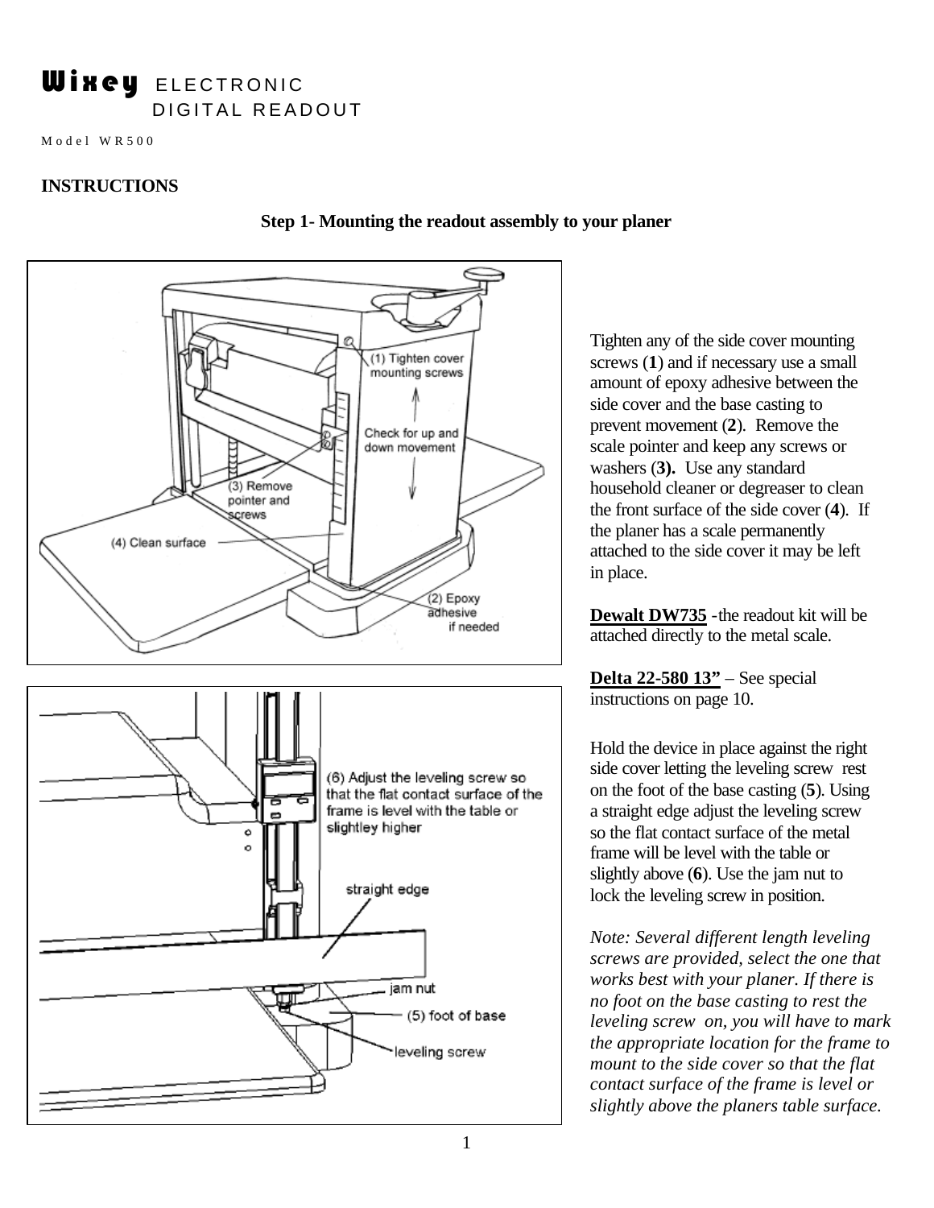# Wixey ELECTRONIC DIGITAL READOUT

Model WR500

**INSTRUCTIONS**

**Step 1- Mounting the readout assembly to your planer**

Tighten any of the side cover mounting screws (**1**) and if necessary use a small amount of epoxy adhesive between the side cover and the base casting to prevent movement (**2**). Remove the scale pointer and keep any screws or washers (**3).** Use any standard household cleaner or degreaser to clean the front surface of the side cover (**4**). If the planer has a scale permanently attached to the side cover it may be left in place.

**Dewalt DW735** -the readout kit will be attached directly to the metal scale.

**Delta 22-580 13"** – See special instructions on page 10.

Hold the device in place against the right side cover letting the leveling screw rest on the foot of the base casting (**5**). Using a straight edge adjust the leveling screw so the flat contact surface of the metal frame will be level with the table or slightly above (**6**). Use the jam nut to lock the leveling screw in position.

*Note: Several different length leveling screws are provided, select the one that works best with your planer. If there is no foot on the base casting to rest the leveling screw on, you will have to mark the appropriate location for the frame to mount to the side cover so that the flat contact surface of the frame is level or slightly above the planers table surface.*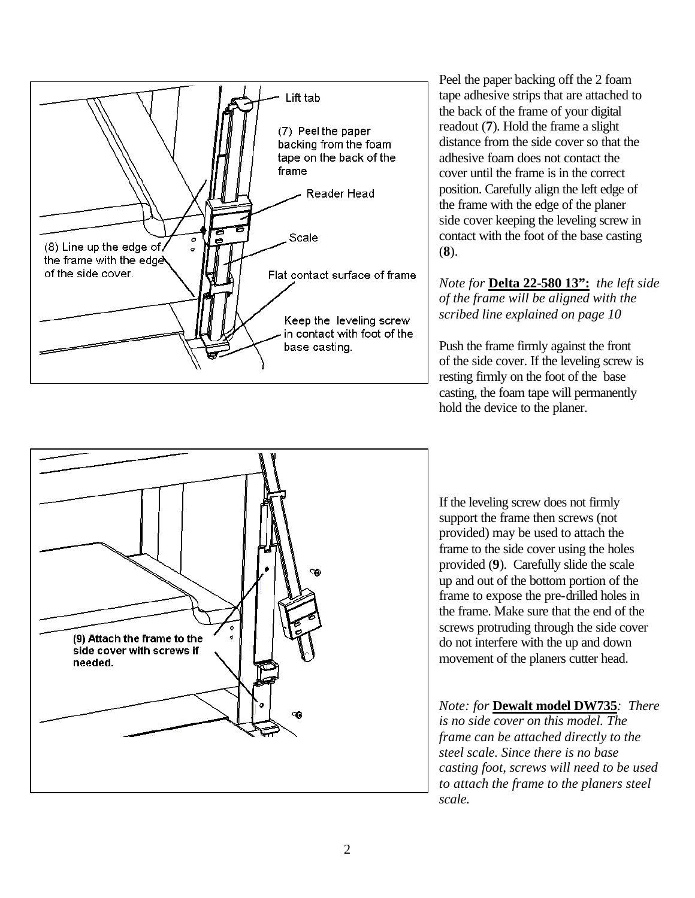Peel the paper backing off the 2 foam tape adhesive strips that are attached to the back of the frame of your digital readout (**7**). Hold the frame a slight distance from the side cover so that the adhesive foam does not contact the cover until the frame is in the correct position. Carefully align the left edge of the frame with the edge of the planer side cover keeping the leveling screw in contact with the foot of the base casting (**8**).

*Note for* **Delta 22-580 13":** *the left side of the frame will be aligned with the scribed line explained on page 10*

Push the frame firmly against the front of the side cover. If the leveling screw is resting firmly on the foot of the base casting, the foam tape will permanently hold the device to the planer.

If the leveling screw does not firmly support the frame then screws (not provided) may be used to attach the frame to the side cover using the holes provided (**9**). Carefully slide the scale up and out of the bottom portion of the frame to expose the pre-drilled holes in the frame. Make sure that the end of the screws protruding through the side cover do not interfere with the up and down movement of the planers cutter head.

*Note: for* **Dewalt model DW735**: *There is no side cover on this model. The frame can be attached directly to the steel scale. Since there is no base casting foot, screws will need to be used to attach the frame to the planers steel scale.*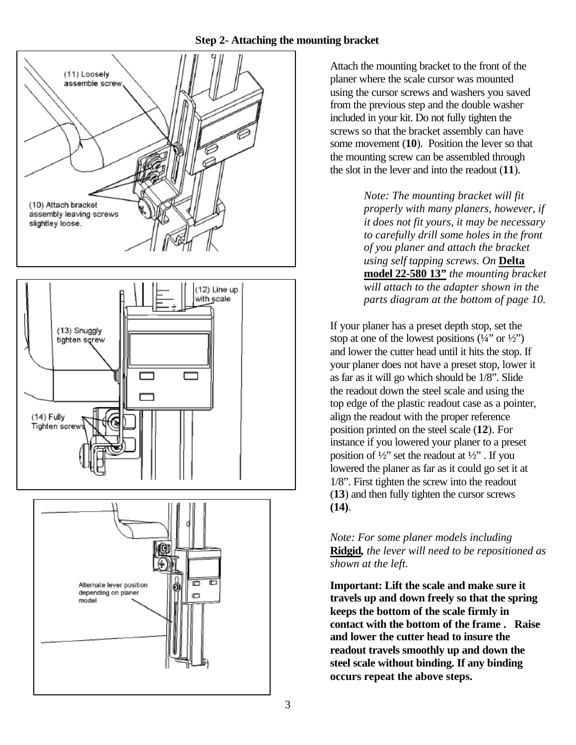### Step 2- Attaching the mounting bracket

Attach the mounting bracket to the front of the planer where the scale cursor was mounted using the cursor screws and washers you saved from the previous step and the double washer included in your kit. Do not fully tighten the screws so that the bracket assembly can have some movement (**10**). Position the lever so that the mounting screw can be assembled through the slot in the lever and into the readout (**11**).

> *Note: The mounting bracket will fit properly with many planers, however, if it does not fit yours, it may be necessary to carefully drill some holes in the front of you planer and attach the bracket using self tapping screws. On* **Delta model 22-580 13"** *the mounting bracket will attach to the adapter shown in the parts diagram at the bottom of page 10.*

If your planer has a preset depth stop, set the stop at one of the lowest positions (¼" or ½") and lower the cutter head until it hits the stop. If your planer does not have a preset stop, lower it as far as it will go which should be 1/8". Slide the readout down the steel scale and using the top edge of the plastic readout case as a pointer, align the readout with the proper reference position printed on the steel scale (**12**). For instance if you lowered your planer to a preset position of ½" set the readout at ½" . If you lowered the planer as far as it could go set it at 1/8". First tighten the screw into the readout (**13**) and then fully tighten the cursor screws **(14)**.

*Note: For some planer models including* ***Ridgid****, the lever will need to be repositioned as shown at the left.*

**Important: Lift the scale and make sure it travels up and down freely so that the spring keeps the bottom of the scale firmly in contact with the bottom of the frame . Raise and lower the cutter head to insure the readout travels smoothly up and down the steel scale without binding. If any binding occurs repeat the above steps.**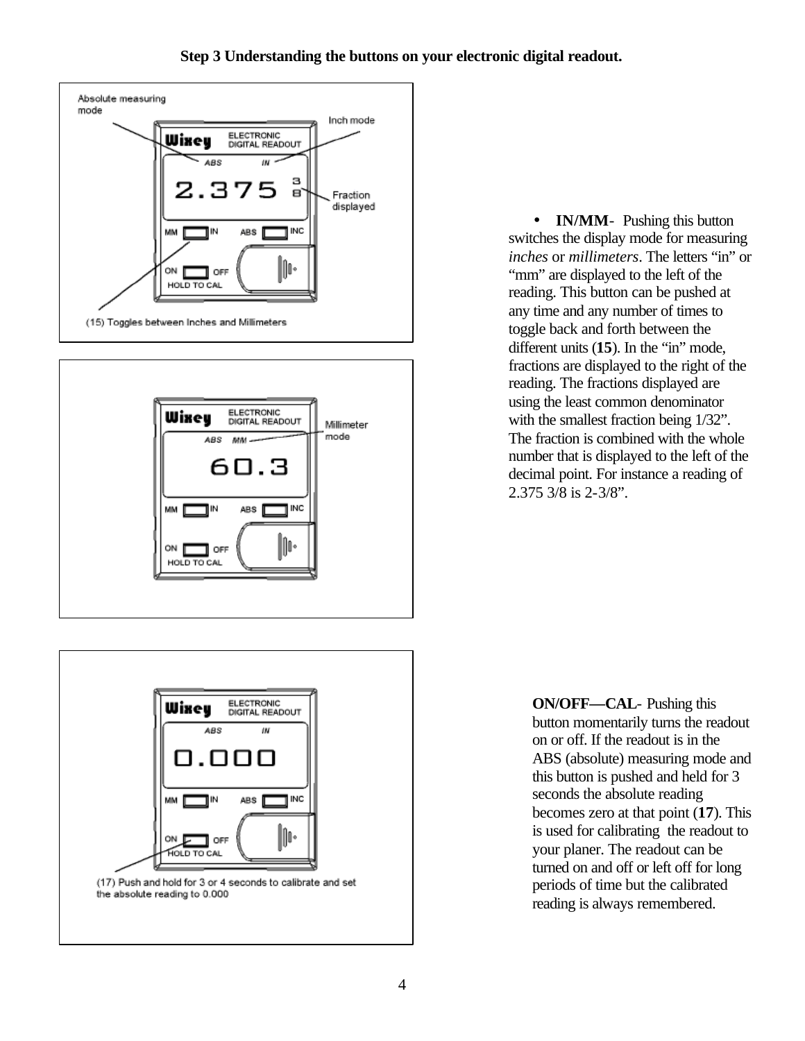**Step 3 Understanding the buttons on your electronic digital readout.**

Absolute measuring mode

Inch mode

Fraction displayed

(15) Toggles between Inches and Millimeters

Millimeter mode

- **IN/MM**- Pushing this button switches the display mode for measuring *inches* or *millimeters*. The letters "in" or "mm" are displayed to the left of the reading. This button can be pushed at any time and any number of times to toggle back and forth between the different units (**15**). In the "in" mode, fractions are displayed to the right of the reading. The fractions displayed are using the least common denominator with the smallest fraction being 1/32". The fraction is combined with the whole number that is displayed to the left of the decimal point. For instance a reading of 2.375 3/8 is 2-3/8".

(17) Push and hold for 3 or 4 seconds to calibrate and set the absolute reading to 0.000

**ON/OFF—CAL**- Pushing this button momentarily turns the readout on or off. If the readout is in the ABS (absolute) measuring mode and this button is pushed and held for 3 seconds the absolute reading becomes zero at that point (**17**). This is used for calibrating the readout to your planer. The readout can be turned on and off or left off for long periods of time but the calibrated reading is always remembered.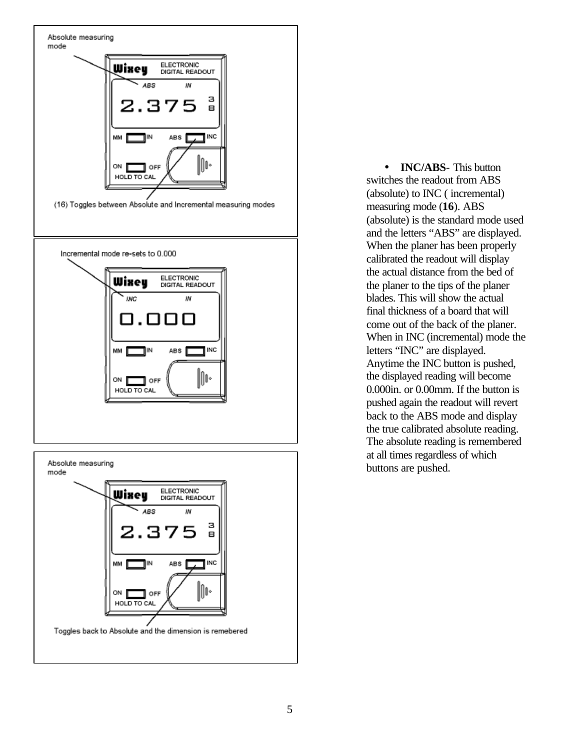Absolute measuring mode

(16) Toggles between Absolute and Incremental measuring modes

Incremental mode re-sets to 0.000

Absolute measuring mode

Toggles back to Absolute and the dimension is remebered

- **INC/ABS**- This button switches the readout from ABS (absolute) to INC ( incremental) measuring mode (**16**). ABS (absolute) is the standard mode used and the letters “ABS” are displayed. When the planer has been properly calibrated the readout will display the actual distance from the bed of the planer to the tips of the planer blades. This will show the actual final thickness of a board that will come out of the back of the planer. When in INC (incremental) mode the letters “INC” are displayed. Anytime the INC button is pushed, the displayed reading will become 0.000in. or 0.00mm. If the button is pushed again the readout will revert back to the ABS mode and display the true calibrated absolute reading. The absolute reading is remembered at all times regardless of which buttons are pushed.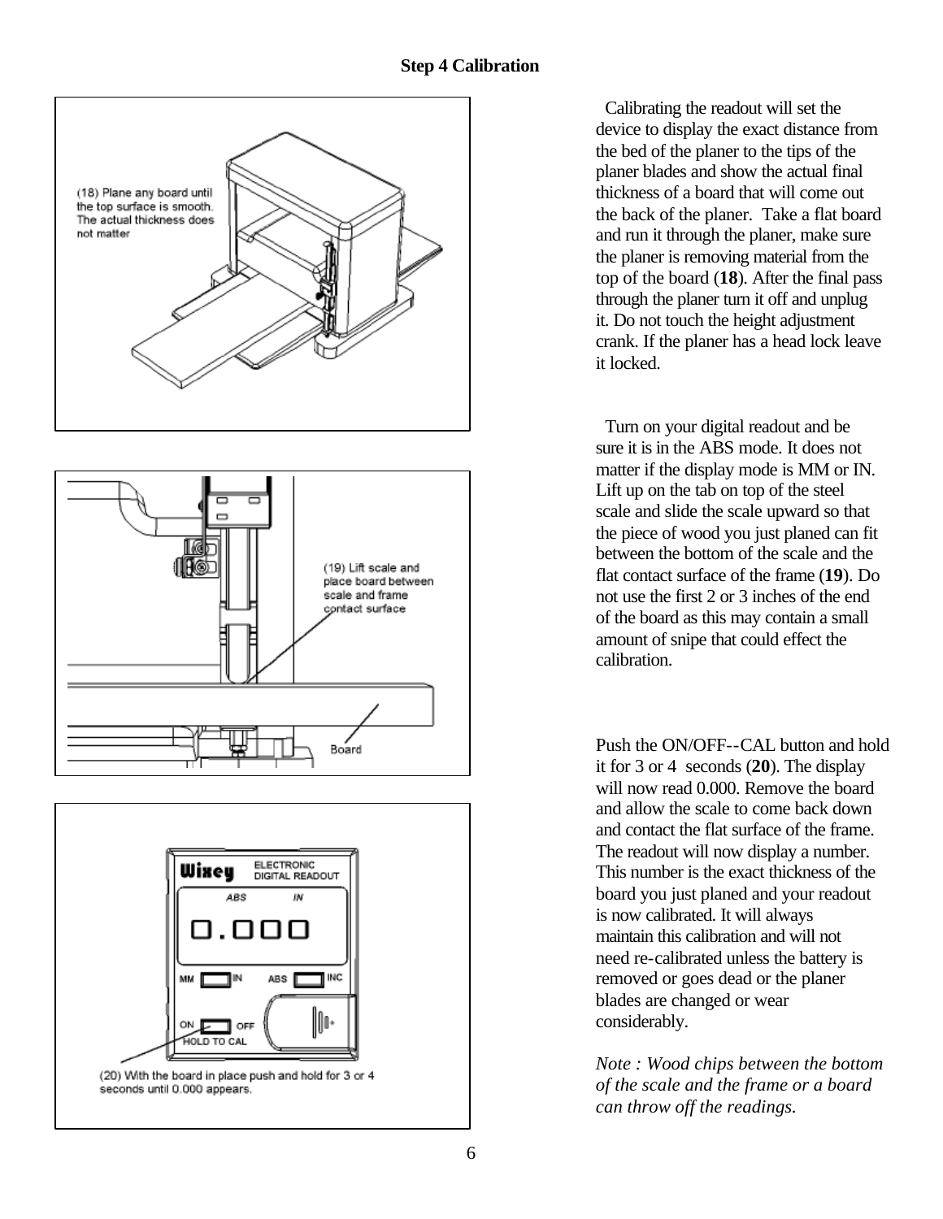### Step 4 Calibration

(18) Plane any board until the top surface is smooth. The actual thickness does not matter

(19) Lift scale and place board between scale and frame contact surface

Board

(20) With the board in place push and hold for 3 or 4 seconds until 0.000 appears.

Calibrating the readout will set the device to display the exact distance from the bed of the planer to the tips of the planer blades and show the actual final thickness of a board that will come out the back of the planer. Take a flat board and run it through the planer, make sure the planer is removing material from the top of the board (**18**). After the final pass through the planer turn it off and unplug it. Do not touch the height adjustment crank. If the planer has a head lock leave it locked.

Turn on your digital readout and be sure it is in the ABS mode. It does not matter if the display mode is MM or IN. Lift up on the tab on top of the steel scale and slide the scale upward so that the piece of wood you just planed can fit between the bottom of the scale and the flat contact surface of the frame (**19**). Do not use the first 2 or 3 inches of the end of the board as this may contain a small amount of snipe that could effect the calibration.

Push the ON/OFF--CAL button and hold it for 3 or 4 seconds (**20**). The display will now read 0.000. Remove the board and allow the scale to come back down and contact the flat surface of the frame. The readout will now display a number. This number is the exact thickness of the board you just planed and your readout is now calibrated. It will always maintain this calibration and will not need re-calibrated unless the battery is removed or goes dead or the planer blades are changed or wear considerably.

*Note : Wood chips between the bottom of the scale and the frame or a board can throw off the readings.*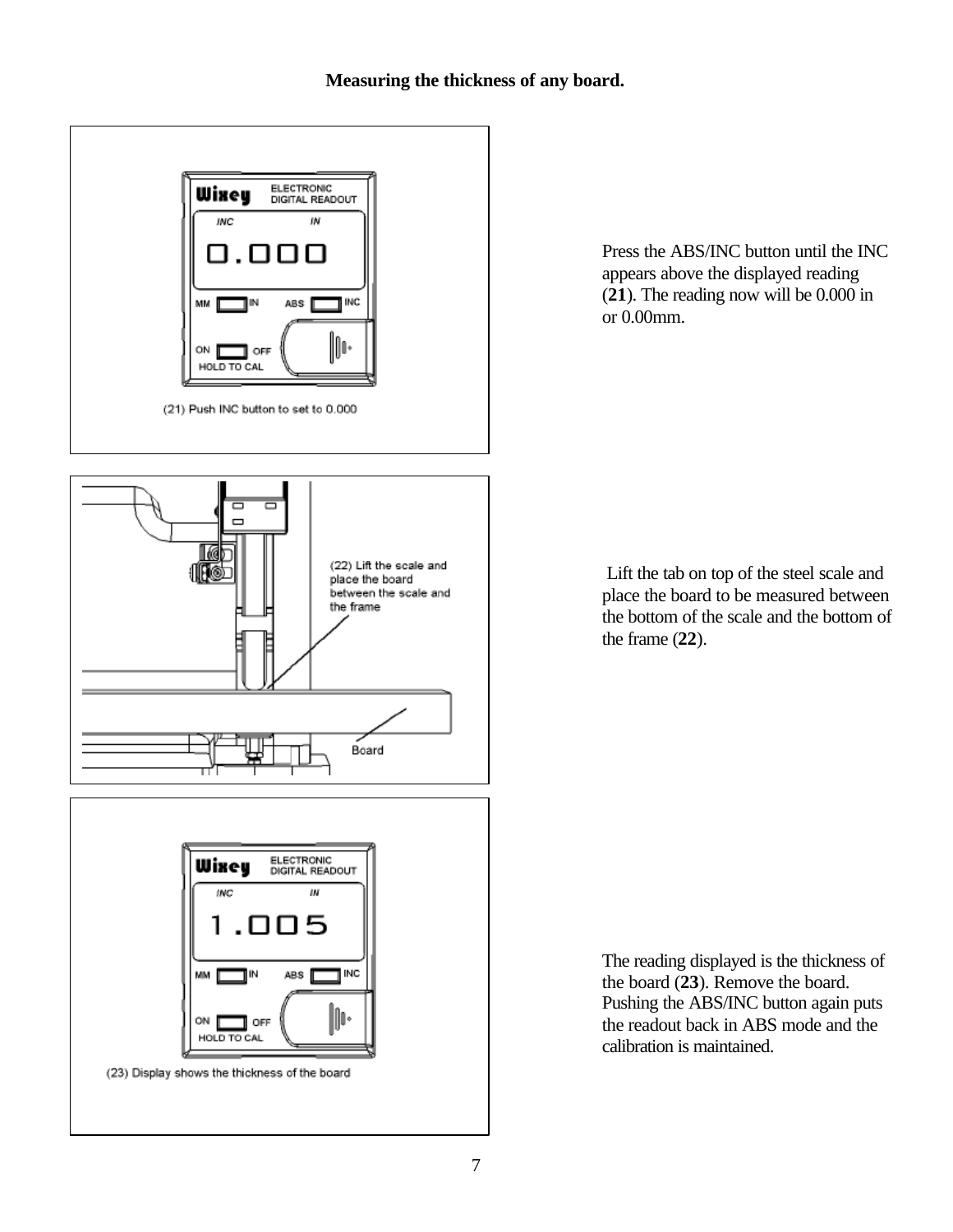**Measuring the thickness of any board.**

(21) Push INC button to set to 0.000

Press the ABS/INC button until the INC appears above the displayed reading (**21**). The reading now will be 0.000 in or 0.00mm.

(22) Lift the scale and place the board between the scale and the frame

Lift the tab on top of the steel scale and place the board to be measured between the bottom of the scale and the bottom of the frame (**22**).

(23) Display shows the thickness of the board

The reading displayed is the thickness of the board (**23**). Remove the board. Pushing the ABS/INC button again puts the readout back in ABS mode and the calibration is maintained.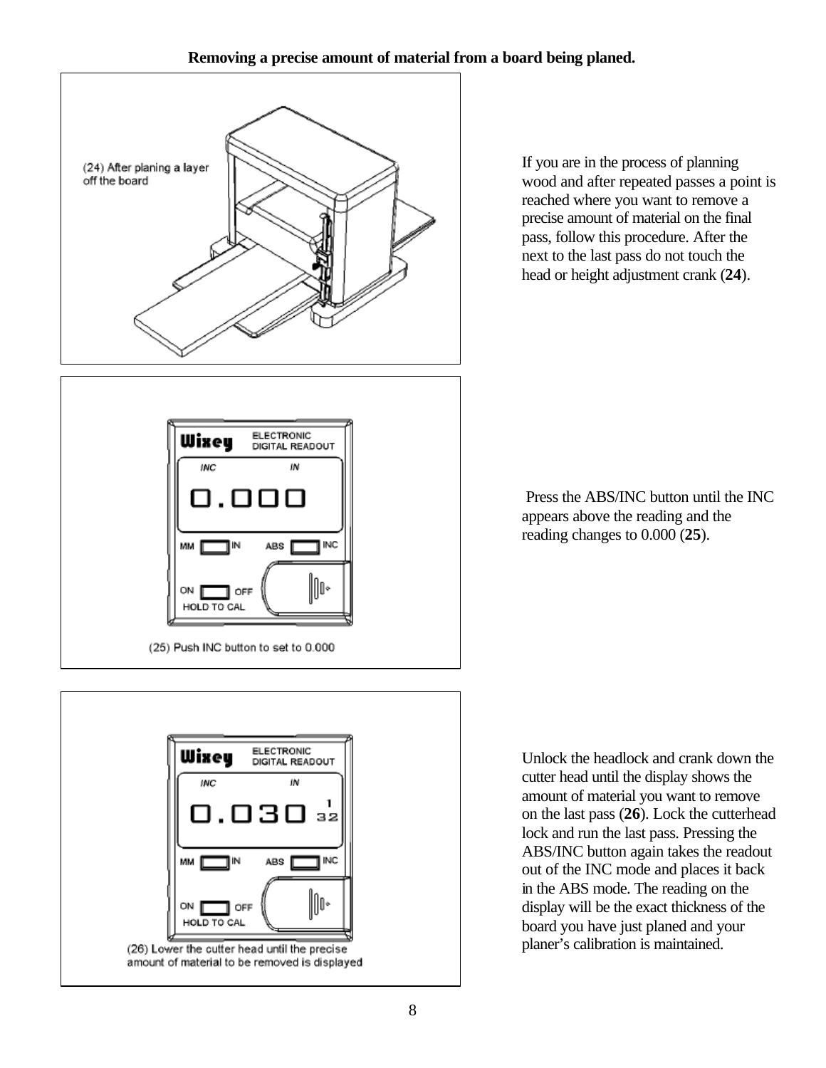**Removing a precise amount of material from a board being planed.**

(24) After planing a layer off the board

If you are in the process of planning wood and after repeated passes a point is reached where you want to remove a precise amount of material on the final pass, follow this procedure. After the next to the last pass do not touch the head or height adjustment crank (**24**).

(25) Push INC button to set to 0.000

Press the ABS/INC button until the INC appears above the reading and the reading changes to 0.000 (**25**).

(26) Lower the cutter head until the precise amount of material to be removed is displayed

Unlock the headlock and crank down the cutter head until the display shows the amount of material you want to remove on the last pass (**26**). Lock the cutterhead lock and run the last pass. Pressing the ABS/INC button again takes the readout out of the INC mode and places it back in the ABS mode. The reading on the display will be the exact thickness of the board you have just planed and your planer's calibration is maintained.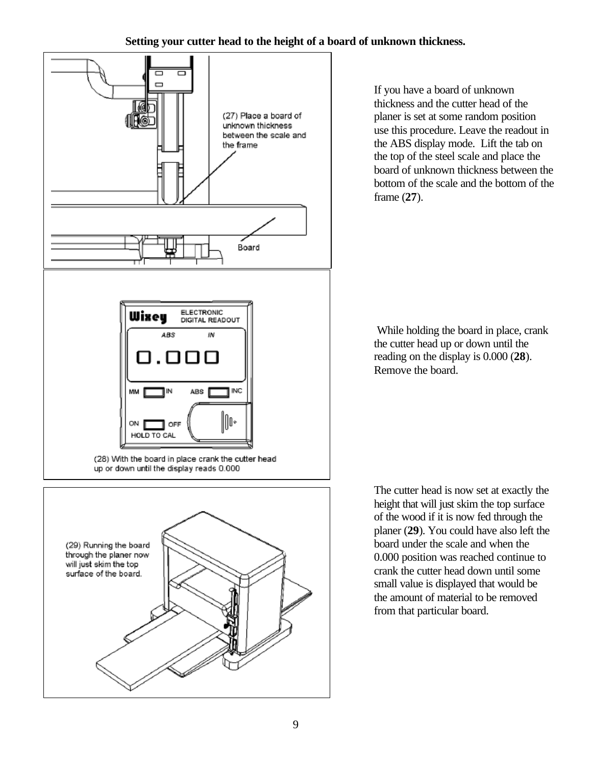**Setting your cutter head to the height of a board of unknown thickness.**

(27) Place a board of unknown thickness between the scale and the frame

If you have a board of unknown thickness and the cutter head of the planer is set at some random position use this procedure. Leave the readout in the ABS display mode. Lift the tab on the top of the steel scale and place the board of unknown thickness between the bottom of the scale and the bottom of the frame (**27**).

(28) With the board in place crank the cutter head up or down until the display reads 0.000

While holding the board in place, crank the cutter head up or down until the reading on the display is 0.000 (**28**). Remove the board.

(29) Running the board through the planer now will just skim the top surface of the board.

The cutter head is now set at exactly the height that will just skim the top surface of the wood if it is now fed through the planer (**29**). You could have also left the board under the scale and when the 0.000 position was reached continue to crank the cutter head down until some small value is displayed that would be the amount of material to be removed from that particular board.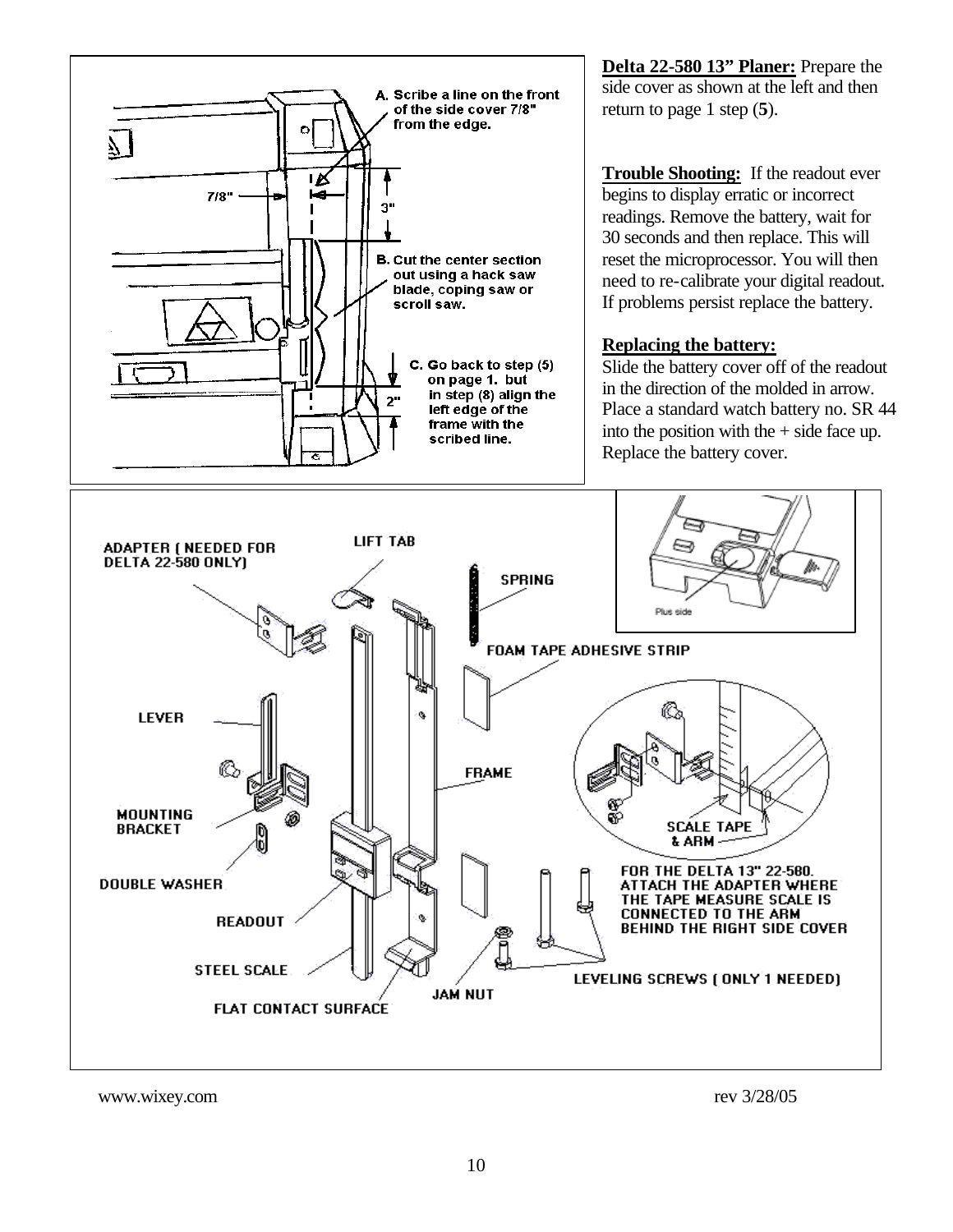A. Scribe a line on the front of the side cover 7/8" from the edge.

7/8"

3"

B. Cut the center section out using a hack saw blade, coping saw or scroll saw.

C. Go back to step (5) on page 1. but in step (8) align the left edge of the frame with the scribed line.

2"

**Delta 22-580 13" Planer:** Prepare the side cover as shown at the left and then return to page 1 step (**5**).

**Trouble Shooting:** If the readout ever begins to display erratic or incorrect readings. Remove the battery, wait for 30 seconds and then replace. This will reset the microprocessor. You will then need to re-calibrate your digital readout. If problems persist replace the battery.

**Replacing the battery:**
Slide the battery cover off of the readout in the direction of the molded in arrow. Place a standard watch battery no. SR 44 into the position with the + side face up. Replace the battery cover.

ADAPTER ( NEEDED FOR DELTA 22-580 ONLY)

LIFT TAB

SPRING

Plus side

FOAM TAPE ADHESIVE STRIP

LEVER

FRAME

MOUNTING BRACKET

SCALE TAPE & ARM

DOUBLE WASHER

FOR THE DELTA 13" 22-580. ATTACH THE ADAPTER WHERE THE TAPE MEASURE SCALE IS CONNECTED TO THE ARM BEHIND THE RIGHT SIDE COVER

READOUT

STEEL SCALE

LEVELING SCREWS ( ONLY 1 NEEDED)

JAM NUT

FLAT CONTACT SURFACE

www.wixey.com rev 3/28/05